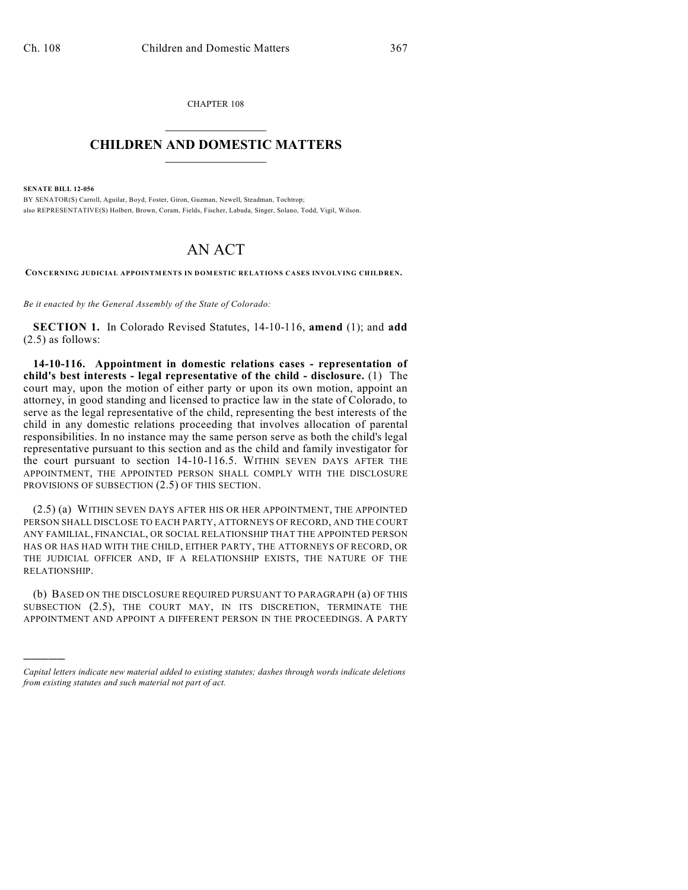CHAPTER 108

# CHILDREN AND DOMESTIC MATTERS

**SENATE BILL 12-056**

BY SENATOR(S) Carroll, Aguilar, Boyd, Foster, Giron, Guzman, Newell, Steadman, Tochtrop;
also REPRESENTATIVE(S) Holbert, Brown, Coram, Fields, Fischer, Labuda, Singer, Solano, Todd, Vigil, Wilson.

# AN ACT

**CONCERNING JUDICIAL APPOINTMENTS IN DOMESTIC RELATIONS CASES INVOLVING CHILDREN.**

*Be it enacted by the General Assembly of the State of Colorado:*

**SECTION 1.** In Colorado Revised Statutes, 14-10-116, **amend** (1); and **add** (2.5) as follows:

**14-10-116. Appointment in domestic relations cases - representation of child's best interests - legal representative of the child - disclosure.** (1) The court may, upon the motion of either party or upon its own motion, appoint an attorney, in good standing and licensed to practice law in the state of Colorado, to serve as the legal representative of the child, representing the best interests of the child in any domestic relations proceeding that involves allocation of parental responsibilities. In no instance may the same person serve as both the child's legal representative pursuant to this section and as the child and family investigator for the court pursuant to section 14-10-116.5. WITHIN SEVEN DAYS AFTER THE APPOINTMENT, THE APPOINTED PERSON SHALL COMPLY WITH THE DISCLOSURE PROVISIONS OF SUBSECTION (2.5) OF THIS SECTION.

(2.5) (a) WITHIN SEVEN DAYS AFTER HIS OR HER APPOINTMENT, THE APPOINTED PERSON SHALL DISCLOSE TO EACH PARTY, ATTORNEYS OF RECORD, AND THE COURT ANY FAMILIAL, FINANCIAL, OR SOCIAL RELATIONSHIP THAT THE APPOINTED PERSON HAS OR HAS HAD WITH THE CHILD, EITHER PARTY, THE ATTORNEYS OF RECORD, OR THE JUDICIAL OFFICER AND, IF A RELATIONSHIP EXISTS, THE NATURE OF THE RELATIONSHIP.

(b) BASED ON THE DISCLOSURE REQUIRED PURSUANT TO PARAGRAPH (a) OF THIS SUBSECTION (2.5), THE COURT MAY, IN ITS DISCRETION, TERMINATE THE APPOINTMENT AND APPOINT A DIFFERENT PERSON IN THE PROCEEDINGS. A PARTY

---

*Capital letters indicate new material added to existing statutes; dashes through words indicate deletions from existing statutes and such material not part of act.*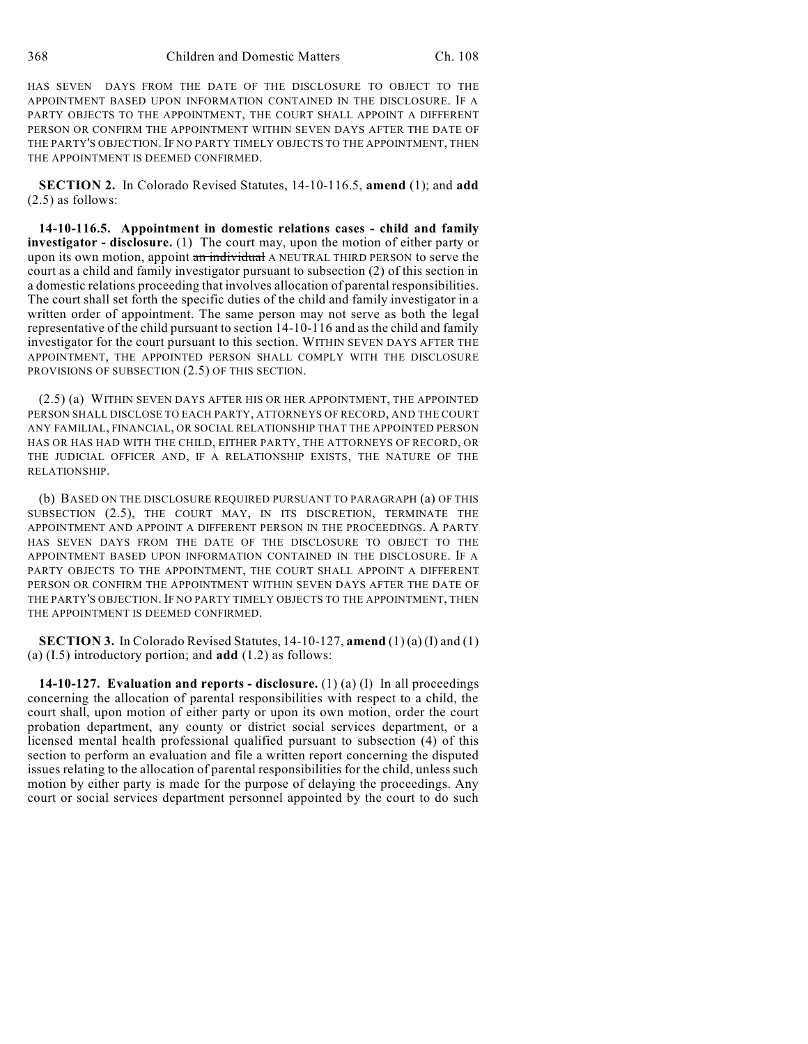HAS SEVEN DAYS FROM THE DATE OF THE DISCLOSURE TO OBJECT TO THE APPOINTMENT BASED UPON INFORMATION CONTAINED IN THE DISCLOSURE. IF A PARTY OBJECTS TO THE APPOINTMENT, THE COURT SHALL APPOINT A DIFFERENT PERSON OR CONFIRM THE APPOINTMENT WITHIN SEVEN DAYS AFTER THE DATE OF THE PARTY'S OBJECTION. IF NO PARTY TIMELY OBJECTS TO THE APPOINTMENT, THEN THE APPOINTMENT IS DEEMED CONFIRMED.

**SECTION 2.** In Colorado Revised Statutes, 14-10-116.5, **amend** (1); and **add** (2.5) as follows:

**14-10-116.5. Appointment in domestic relations cases - child and family investigator - disclosure.** (1) The court may, upon the motion of either party or upon its own motion, appoint ~~an individual~~ A NEUTRAL THIRD PERSON to serve the court as a child and family investigator pursuant to subsection (2) of this section in a domestic relations proceeding that involves allocation of parental responsibilities. The court shall set forth the specific duties of the child and family investigator in a written order of appointment. The same person may not serve as both the legal representative of the child pursuant to section 14-10-116 and as the child and family investigator for the court pursuant to this section. WITHIN SEVEN DAYS AFTER THE APPOINTMENT, THE APPOINTED PERSON SHALL COMPLY WITH THE DISCLOSURE PROVISIONS OF SUBSECTION (2.5) OF THIS SECTION.

(2.5) (a) WITHIN SEVEN DAYS AFTER HIS OR HER APPOINTMENT, THE APPOINTED PERSON SHALL DISCLOSE TO EACH PARTY, ATTORNEYS OF RECORD, AND THE COURT ANY FAMILIAL, FINANCIAL, OR SOCIAL RELATIONSHIP THAT THE APPOINTED PERSON HAS OR HAS HAD WITH THE CHILD, EITHER PARTY, THE ATTORNEYS OF RECORD, OR THE JUDICIAL OFFICER AND, IF A RELATIONSHIP EXISTS, THE NATURE OF THE RELATIONSHIP.

(b) BASED ON THE DISCLOSURE REQUIRED PURSUANT TO PARAGRAPH (a) OF THIS SUBSECTION (2.5), THE COURT MAY, IN ITS DISCRETION, TERMINATE THE APPOINTMENT AND APPOINT A DIFFERENT PERSON IN THE PROCEEDINGS. A PARTY HAS SEVEN DAYS FROM THE DATE OF THE DISCLOSURE TO OBJECT TO THE APPOINTMENT BASED UPON INFORMATION CONTAINED IN THE DISCLOSURE. IF A PARTY OBJECTS TO THE APPOINTMENT, THE COURT SHALL APPOINT A DIFFERENT PERSON OR CONFIRM THE APPOINTMENT WITHIN SEVEN DAYS AFTER THE DATE OF THE PARTY'S OBJECTION. IF NO PARTY TIMELY OBJECTS TO THE APPOINTMENT, THEN THE APPOINTMENT IS DEEMED CONFIRMED.

**SECTION 3.** In Colorado Revised Statutes, 14-10-127, **amend** (1) (a) (I) and (1) (a) (I.5) introductory portion; and **add** (1.2) as follows:

**14-10-127. Evaluation and reports - disclosure.** (1) (a) (I) In all proceedings concerning the allocation of parental responsibilities with respect to a child, the court shall, upon motion of either party or upon its own motion, order the court probation department, any county or district social services department, or a licensed mental health professional qualified pursuant to subsection (4) of this section to perform an evaluation and file a written report concerning the disputed issues relating to the allocation of parental responsibilities for the child, unless such motion by either party is made for the purpose of delaying the proceedings. Any court or social services department personnel appointed by the court to do such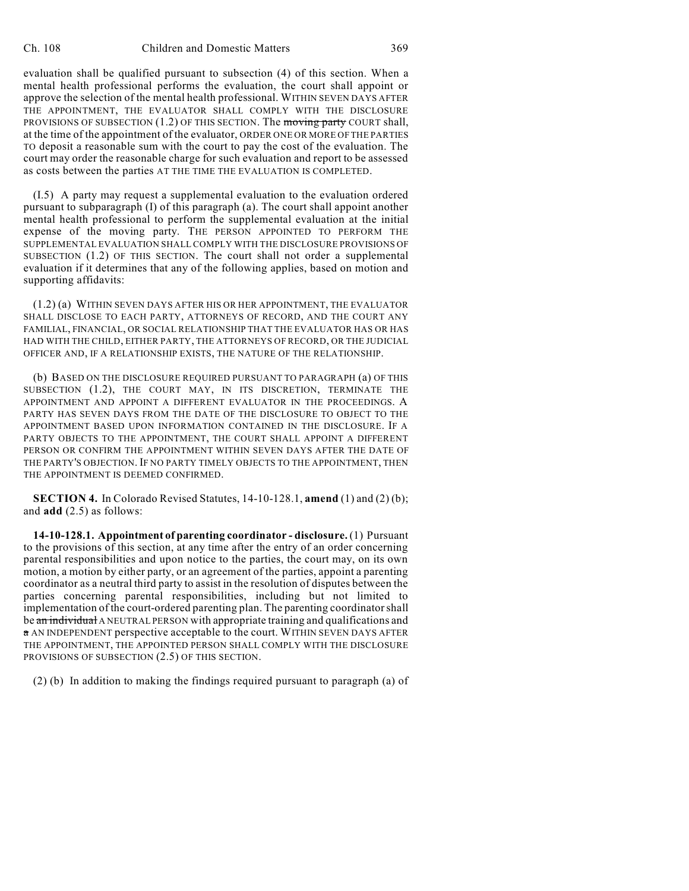evaluation shall be qualified pursuant to subsection (4) of this section. When a mental health professional performs the evaluation, the court shall appoint or approve the selection of the mental health professional. WITHIN SEVEN DAYS AFTER THE APPOINTMENT, THE EVALUATOR SHALL COMPLY WITH THE DISCLOSURE PROVISIONS OF SUBSECTION (1.2) OF THIS SECTION. The ~~moving party~~ COURT shall, at the time of the appointment of the evaluator, ORDER ONE OR MORE OF THE PARTIES TO deposit a reasonable sum with the court to pay the cost of the evaluation. The court may order the reasonable charge for such evaluation and report to be assessed as costs between the parties AT THE TIME THE EVALUATION IS COMPLETED.

(I.5) A party may request a supplemental evaluation to the evaluation ordered pursuant to subparagraph (I) of this paragraph (a). The court shall appoint another mental health professional to perform the supplemental evaluation at the initial expense of the moving party. THE PERSON APPOINTED TO PERFORM THE SUPPLEMENTAL EVALUATION SHALL COMPLY WITH THE DISCLOSURE PROVISIONS OF SUBSECTION (1.2) OF THIS SECTION. The court shall not order a supplemental evaluation if it determines that any of the following applies, based on motion and supporting affidavits:

(1.2) (a) WITHIN SEVEN DAYS AFTER HIS OR HER APPOINTMENT, THE EVALUATOR SHALL DISCLOSE TO EACH PARTY, ATTORNEYS OF RECORD, AND THE COURT ANY FAMILIAL, FINANCIAL, OR SOCIAL RELATIONSHIP THAT THE EVALUATOR HAS OR HAS HAD WITH THE CHILD, EITHER PARTY, THE ATTORNEYS OF RECORD, OR THE JUDICIAL OFFICER AND, IF A RELATIONSHIP EXISTS, THE NATURE OF THE RELATIONSHIP.

(b) BASED ON THE DISCLOSURE REQUIRED PURSUANT TO PARAGRAPH (a) OF THIS SUBSECTION (1.2), THE COURT MAY, IN ITS DISCRETION, TERMINATE THE APPOINTMENT AND APPOINT A DIFFERENT EVALUATOR IN THE PROCEEDINGS. A PARTY HAS SEVEN DAYS FROM THE DATE OF THE DISCLOSURE TO OBJECT TO THE APPOINTMENT BASED UPON INFORMATION CONTAINED IN THE DISCLOSURE. IF A PARTY OBJECTS TO THE APPOINTMENT, THE COURT SHALL APPOINT A DIFFERENT PERSON OR CONFIRM THE APPOINTMENT WITHIN SEVEN DAYS AFTER THE DATE OF THE PARTY'S OBJECTION. IF NO PARTY TIMELY OBJECTS TO THE APPOINTMENT, THEN THE APPOINTMENT IS DEEMED CONFIRMED.

**SECTION 4.** In Colorado Revised Statutes, 14-10-128.1, **amend** (1) and (2) (b); and **add** (2.5) as follows:

**14-10-128.1. Appointment of parenting coordinator - disclosure.** (1) Pursuant to the provisions of this section, at any time after the entry of an order concerning parental responsibilities and upon notice to the parties, the court may, on its own motion, a motion by either party, or an agreement of the parties, appoint a parenting coordinator as a neutral third party to assist in the resolution of disputes between the parties concerning parental responsibilities, including but not limited to implementation of the court-ordered parenting plan. The parenting coordinator shall be ~~an individual~~ A NEUTRAL PERSON with appropriate training and qualifications and ~~a~~ AN INDEPENDENT perspective acceptable to the court. WITHIN SEVEN DAYS AFTER THE APPOINTMENT, THE APPOINTED PERSON SHALL COMPLY WITH THE DISCLOSURE PROVISIONS OF SUBSECTION (2.5) OF THIS SECTION.

(2) (b) In addition to making the findings required pursuant to paragraph (a) of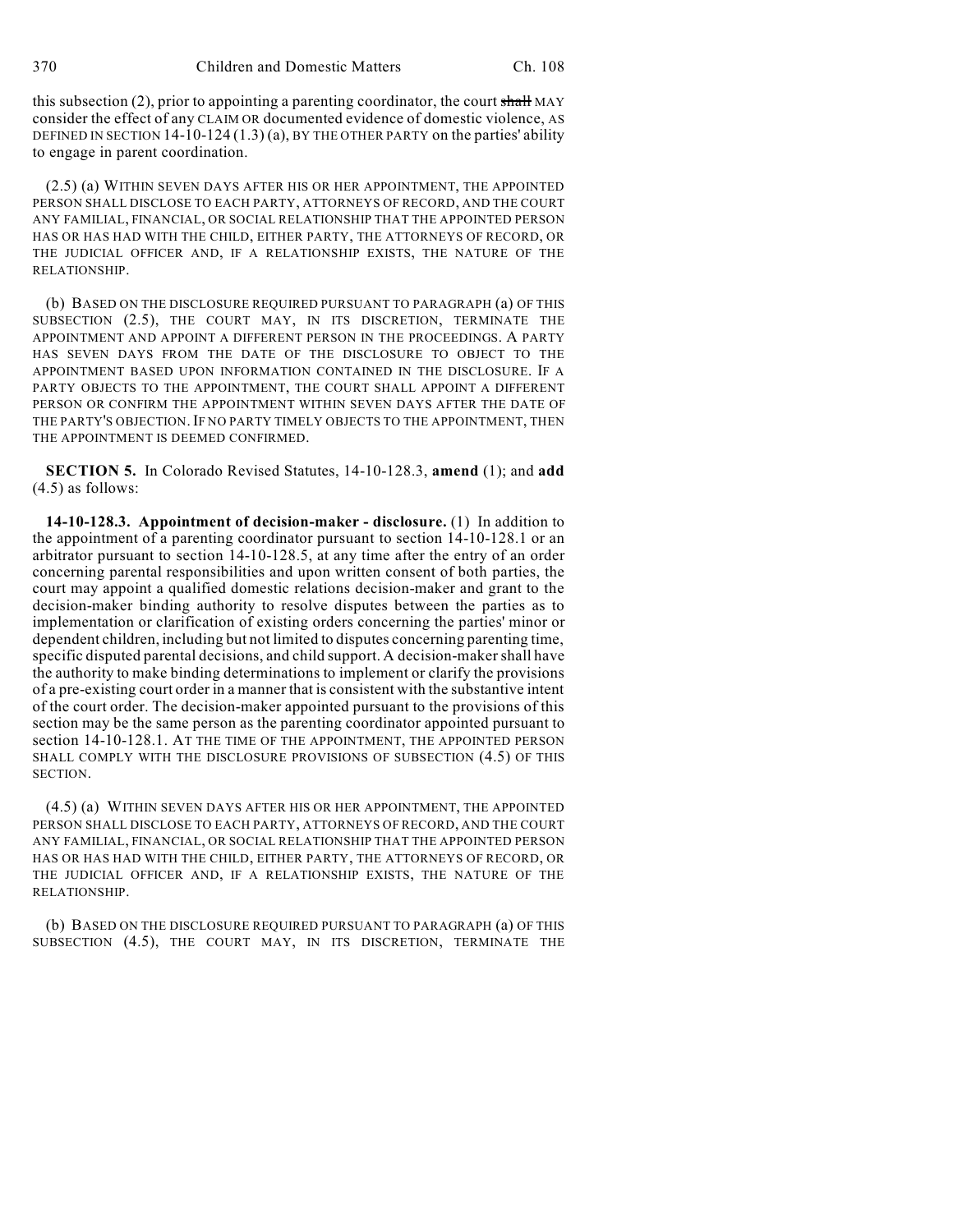this subsection (2), prior to appointing a parenting coordinator, the court ~~shall~~ MAY consider the effect of any CLAIM OR documented evidence of domestic violence, AS DEFINED IN SECTION 14-10-124 (1.3) (a), BY THE OTHER PARTY on the parties' ability to engage in parent coordination.

(2.5) (a) WITHIN SEVEN DAYS AFTER HIS OR HER APPOINTMENT, THE APPOINTED PERSON SHALL DISCLOSE TO EACH PARTY, ATTORNEYS OF RECORD, AND THE COURT ANY FAMILIAL, FINANCIAL, OR SOCIAL RELATIONSHIP THAT THE APPOINTED PERSON HAS OR HAS HAD WITH THE CHILD, EITHER PARTY, THE ATTORNEYS OF RECORD, OR THE JUDICIAL OFFICER AND, IF A RELATIONSHIP EXISTS, THE NATURE OF THE RELATIONSHIP.

(b) BASED ON THE DISCLOSURE REQUIRED PURSUANT TO PARAGRAPH (a) OF THIS SUBSECTION (2.5), THE COURT MAY, IN ITS DISCRETION, TERMINATE THE APPOINTMENT AND APPOINT A DIFFERENT PERSON IN THE PROCEEDINGS. A PARTY HAS SEVEN DAYS FROM THE DATE OF THE DISCLOSURE TO OBJECT TO THE APPOINTMENT BASED UPON INFORMATION CONTAINED IN THE DISCLOSURE. IF A PARTY OBJECTS TO THE APPOINTMENT, THE COURT SHALL APPOINT A DIFFERENT PERSON OR CONFIRM THE APPOINTMENT WITHIN SEVEN DAYS AFTER THE DATE OF THE PARTY'S OBJECTION. IF NO PARTY TIMELY OBJECTS TO THE APPOINTMENT, THEN THE APPOINTMENT IS DEEMED CONFIRMED.

**SECTION 5.** In Colorado Revised Statutes, 14-10-128.3, **amend** (1); and **add** (4.5) as follows:

**14-10-128.3. Appointment of decision-maker - disclosure.** (1) In addition to the appointment of a parenting coordinator pursuant to section 14-10-128.1 or an arbitrator pursuant to section 14-10-128.5, at any time after the entry of an order concerning parental responsibilities and upon written consent of both parties, the court may appoint a qualified domestic relations decision-maker and grant to the decision-maker binding authority to resolve disputes between the parties as to implementation or clarification of existing orders concerning the parties' minor or dependent children, including but not limited to disputes concerning parenting time, specific disputed parental decisions, and child support. A decision-maker shall have the authority to make binding determinations to implement or clarify the provisions of a pre-existing court order in a manner that is consistent with the substantive intent of the court order. The decision-maker appointed pursuant to the provisions of this section may be the same person as the parenting coordinator appointed pursuant to section 14-10-128.1. AT THE TIME OF THE APPOINTMENT, THE APPOINTED PERSON SHALL COMPLY WITH THE DISCLOSURE PROVISIONS OF SUBSECTION (4.5) OF THIS SECTION.

(4.5) (a) WITHIN SEVEN DAYS AFTER HIS OR HER APPOINTMENT, THE APPOINTED PERSON SHALL DISCLOSE TO EACH PARTY, ATTORNEYS OF RECORD, AND THE COURT ANY FAMILIAL, FINANCIAL, OR SOCIAL RELATIONSHIP THAT THE APPOINTED PERSON HAS OR HAS HAD WITH THE CHILD, EITHER PARTY, THE ATTORNEYS OF RECORD, OR THE JUDICIAL OFFICER AND, IF A RELATIONSHIP EXISTS, THE NATURE OF THE RELATIONSHIP.

(b) BASED ON THE DISCLOSURE REQUIRED PURSUANT TO PARAGRAPH (a) OF THIS SUBSECTION (4.5), THE COURT MAY, IN ITS DISCRETION, TERMINATE THE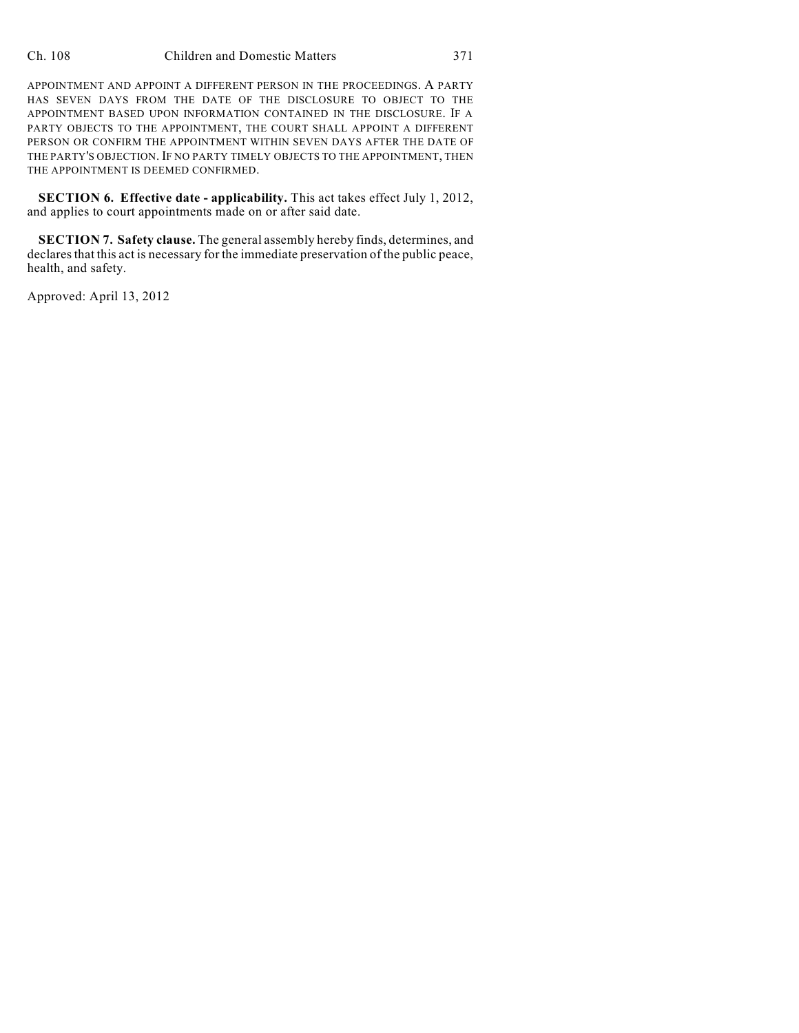APPOINTMENT AND APPOINT A DIFFERENT PERSON IN THE PROCEEDINGS. A PARTY HAS SEVEN DAYS FROM THE DATE OF THE DISCLOSURE TO OBJECT TO THE APPOINTMENT BASED UPON INFORMATION CONTAINED IN THE DISCLOSURE. IF A PARTY OBJECTS TO THE APPOINTMENT, THE COURT SHALL APPOINT A DIFFERENT PERSON OR CONFIRM THE APPOINTMENT WITHIN SEVEN DAYS AFTER THE DATE OF THE PARTY'S OBJECTION. IF NO PARTY TIMELY OBJECTS TO THE APPOINTMENT, THEN THE APPOINTMENT IS DEEMED CONFIRMED.

**SECTION 6. Effective date - applicability.** This act takes effect July 1, 2012, and applies to court appointments made on or after said date.

**SECTION 7. Safety clause.** The general assembly hereby finds, determines, and declares that this act is necessary for the immediate preservation of the public peace, health, and safety.

Approved: April 13, 2012